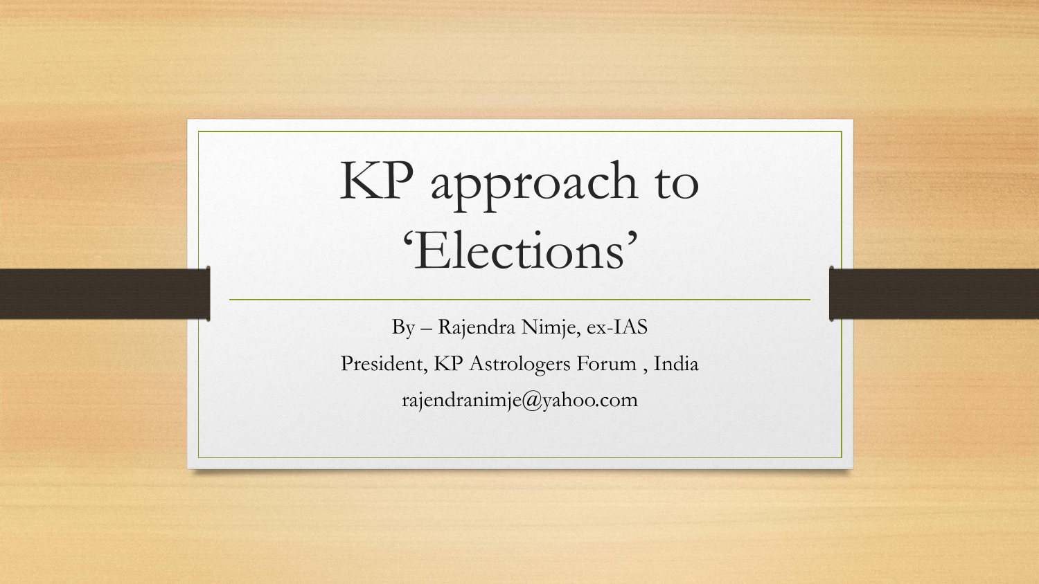# KP approach to 'Elections'

By – Rajendra Nimje, ex-IAS

President, KP Astrologers Forum , India

rajendranimje@yahoo.com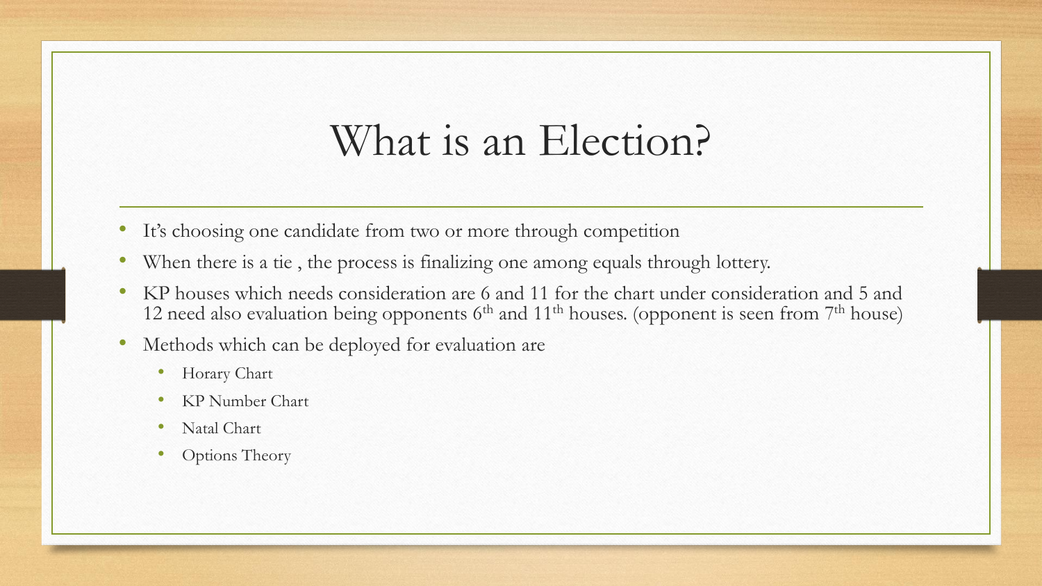# What is an Election?

- It's choosing one candidate from two or more through competition
- When there is a tie , the process is finalizing one among equals through lottery.
- KP houses which needs consideration are 6 and 11 for the chart under consideration and 5 and 12 need also evaluation being opponents 6th and 11th houses. (opponent is seen from 7th house)
- Methods which can be deployed for evaluation are
  - Horary Chart
  - KP Number Chart
  - Natal Chart
  - Options Theory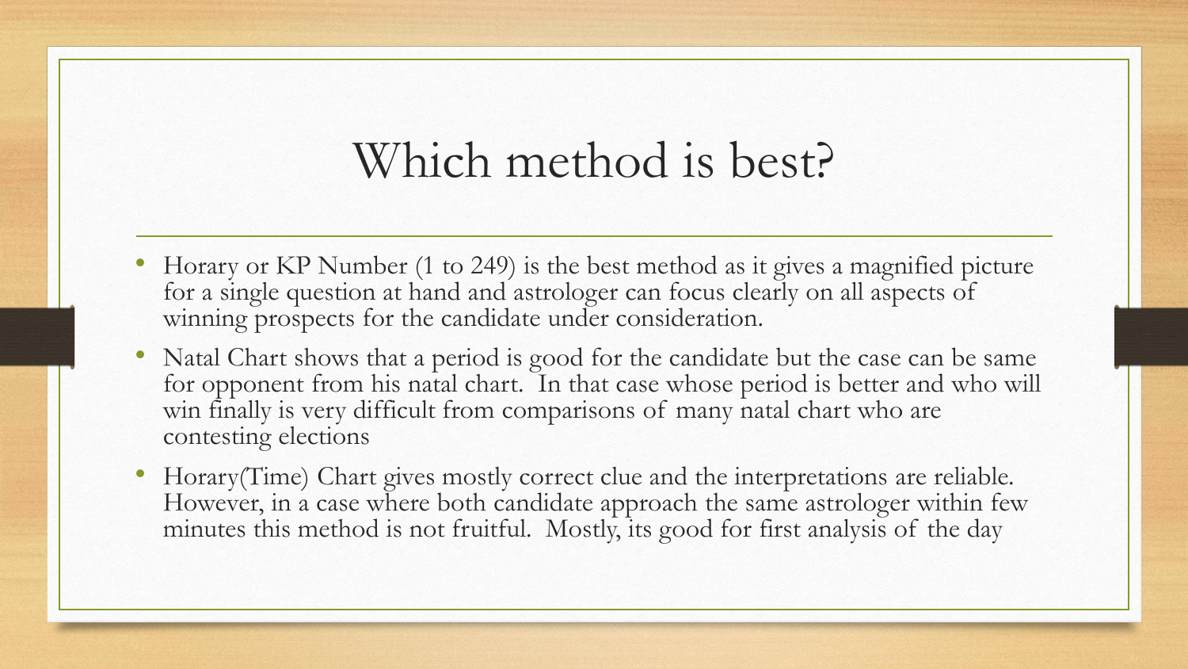# Which method is best?

- Horary or KP Number (1 to 249) is the best method as it gives a magnified picture for a single question at hand and astrologer can focus clearly on all aspects of winning prospects for the candidate under consideration.
- Natal Chart shows that a period is good for the candidate but the case can be same for opponent from his natal chart. In that case whose period is better and who will win finally is very difficult from comparisons of many natal chart who are contesting elections
- Horary(Time) Chart gives mostly correct clue and the interpretations are reliable. However, in a case where both candidate approach the same astrologer within few minutes this method is not fruitful. Mostly, its good for first analysis of the day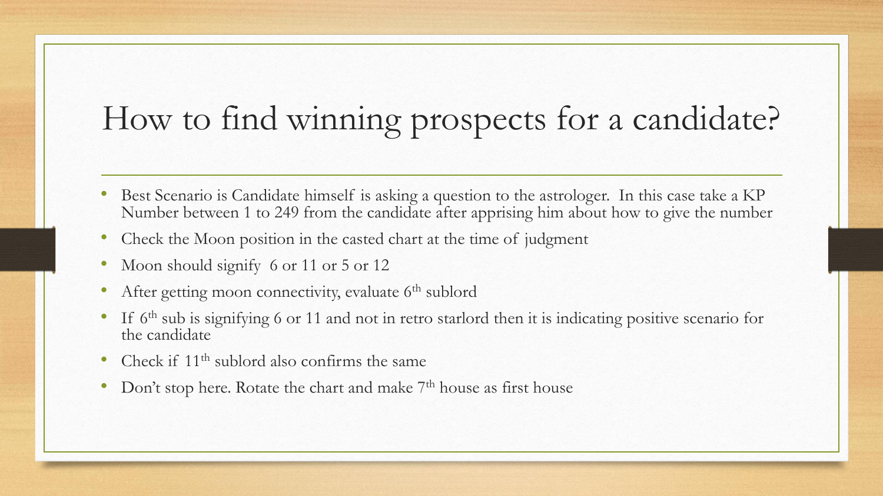# How to find winning prospects for a candidate?

- Best Scenario is Candidate himself is asking a question to the astrologer. In this case take a KP Number between 1 to 249 from the candidate after apprising him about how to give the number
- Check the Moon position in the casted chart at the time of judgment
- Moon should signify 6 or 11 or 5 or 12
- After getting moon connectivity, evaluate 6$^{th}$ sublord
- If 6$^{th}$ sub is signifying 6 or 11 and not in retro starlord then it is indicating positive scenario for the candidate
- Check if 11$^{th}$ sublord also confirms the same
- Don't stop here. Rotate the chart and make 7$^{th}$ house as first house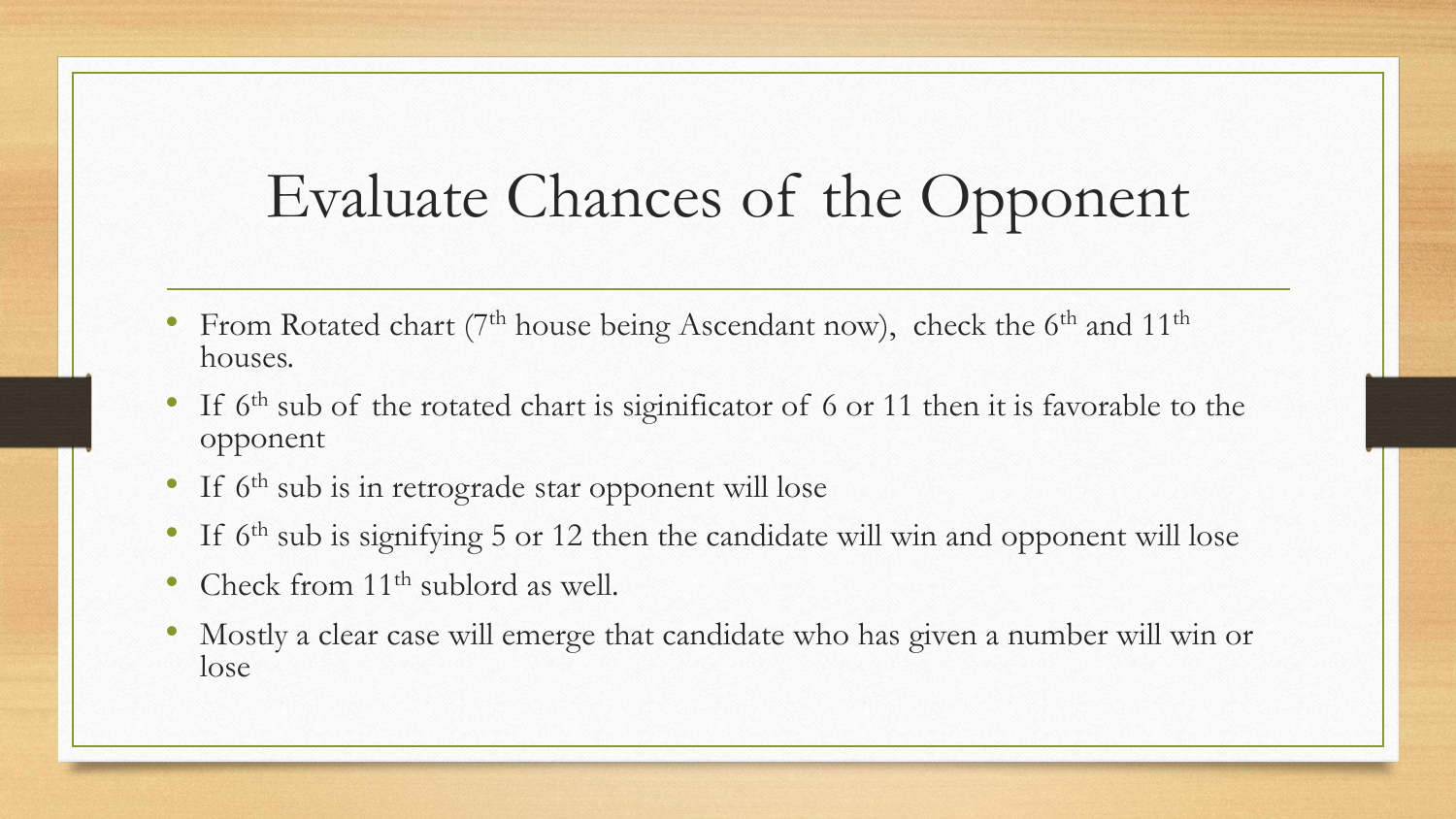# Evaluate Chances of the Opponent

- From Rotated chart ($7^{th}$ house being Ascendant now), check the $6^{th}$ and $11^{th}$ houses.
- If $6^{th}$ sub of the rotated chart is siginificator of 6 or 11 then it is favorable to the opponent
- If $6^{th}$ sub is in retrograde star opponent will lose
- If $6^{th}$ sub is signifying 5 or 12 then the candidate will win and opponent will lose
- Check from $11^{th}$ sublord as well.
- Mostly a clear case will emerge that candidate who has given a number will win or lose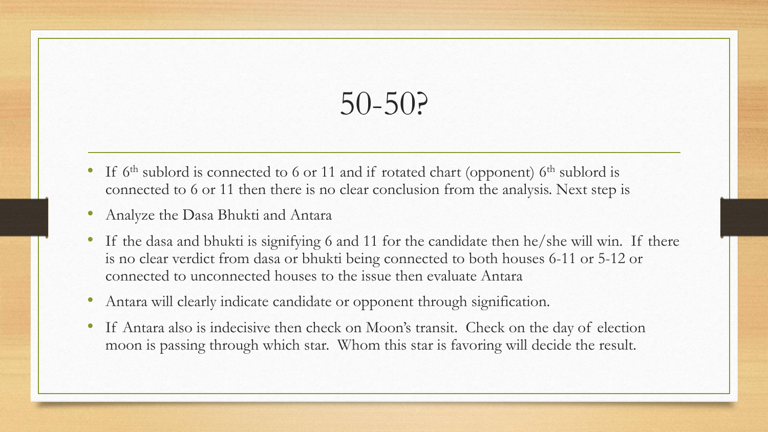# 50-50?

- If 6th sublord is connected to 6 or 11 and if rotated chart (opponent) 6th sublord is connected to 6 or 11 then there is no clear conclusion from the analysis. Next step is
- Analyze the Dasa Bhukti and Antara
- If the dasa and bhukti is signifying 6 and 11 for the candidate then he/she will win. If there is no clear verdict from dasa or bhukti being connected to both houses 6-11 or 5-12 or connected to unconnected houses to the issue then evaluate Antara
- Antara will clearly indicate candidate or opponent through signification.
- If Antara also is indecisive then check on Moon's transit. Check on the day of election moon is passing through which star. Whom this star is favoring will decide the result.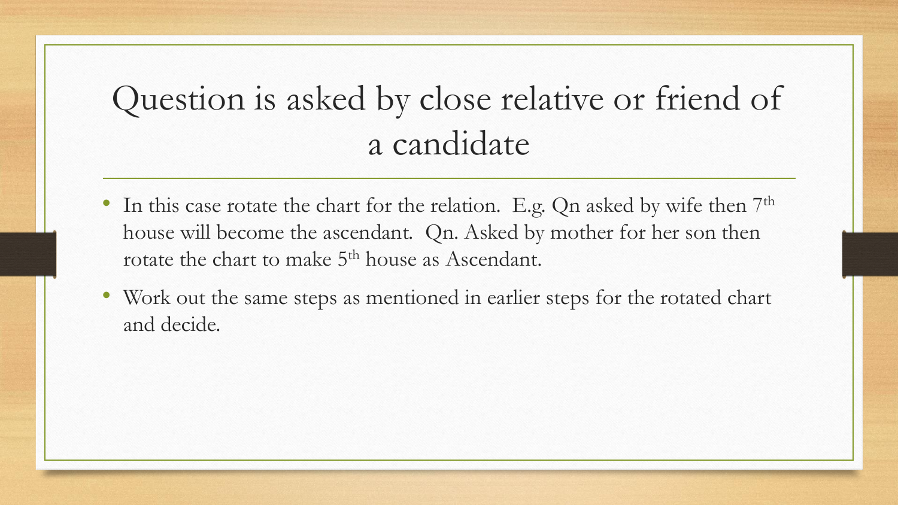# Question is asked by close relative or friend of a candidate

- In this case rotate the chart for the relation.  E.g. Qn asked by wife then 7$^{th}$ house will become the ascendant.  Qn. Asked by mother for her son then rotate the chart to make 5$^{th}$ house as Ascendant.
- Work out the same steps as mentioned in earlier steps for the rotated chart and decide.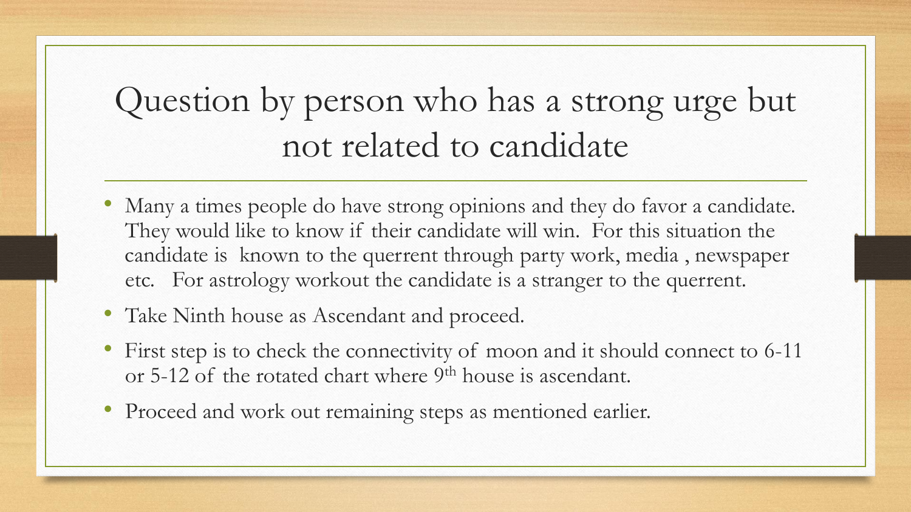# Question by person who has a strong urge but not related to candidate

- Many a times people do have strong opinions and they do favor a candidate. They would like to know if their candidate will win. For this situation the candidate is known to the querrent through party work, media , newspaper etc. For astrology workout the candidate is a stranger to the querrent.
- Take Ninth house as Ascendant and proceed.
- First step is to check the connectivity of moon and it should connect to 6-11 or 5-12 of the rotated chart where 9th house is ascendant.
- Proceed and work out remaining steps as mentioned earlier.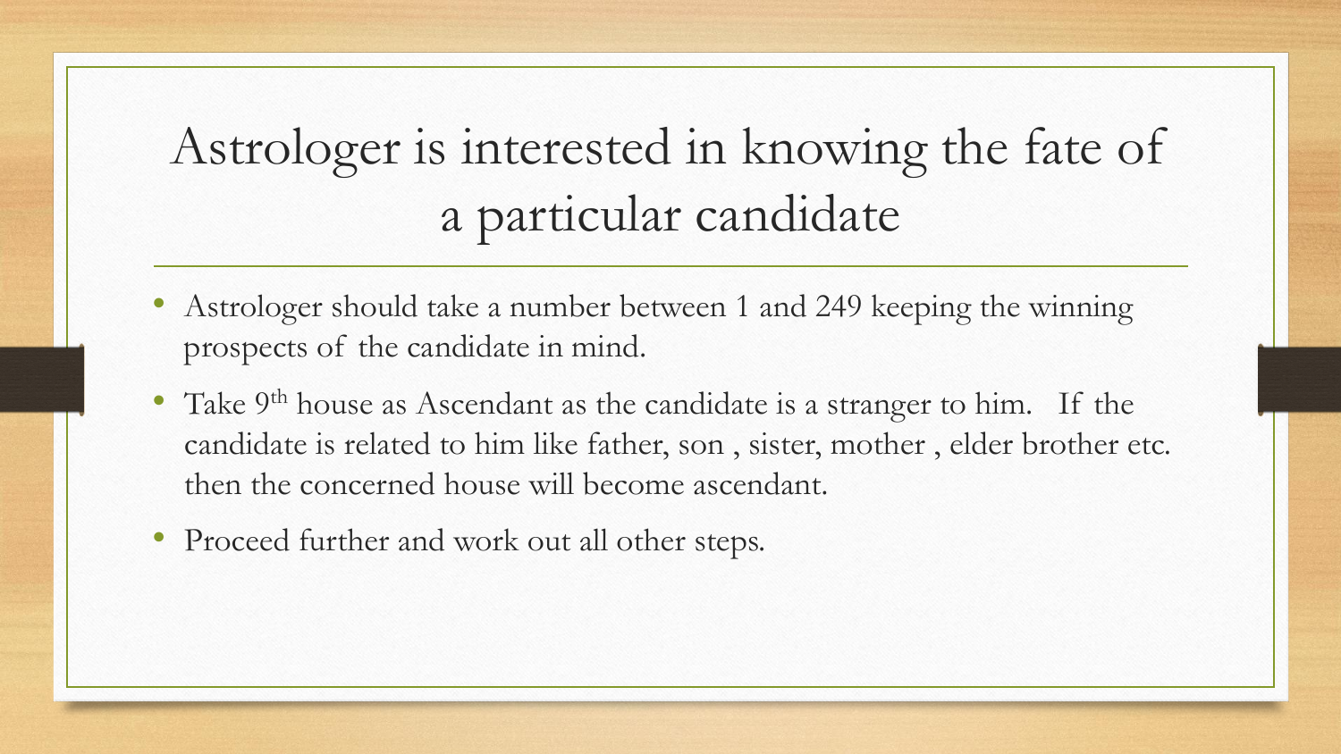# Astrologer is interested in knowing the fate of a particular candidate

- Astrologer should take a number between 1 and 249 keeping the winning prospects of the candidate in mind.
- Take 9th house as Ascendant as the candidate is a stranger to him. If the candidate is related to him like father, son , sister, mother , elder brother etc. then the concerned house will become ascendant.
- Proceed further and work out all other steps.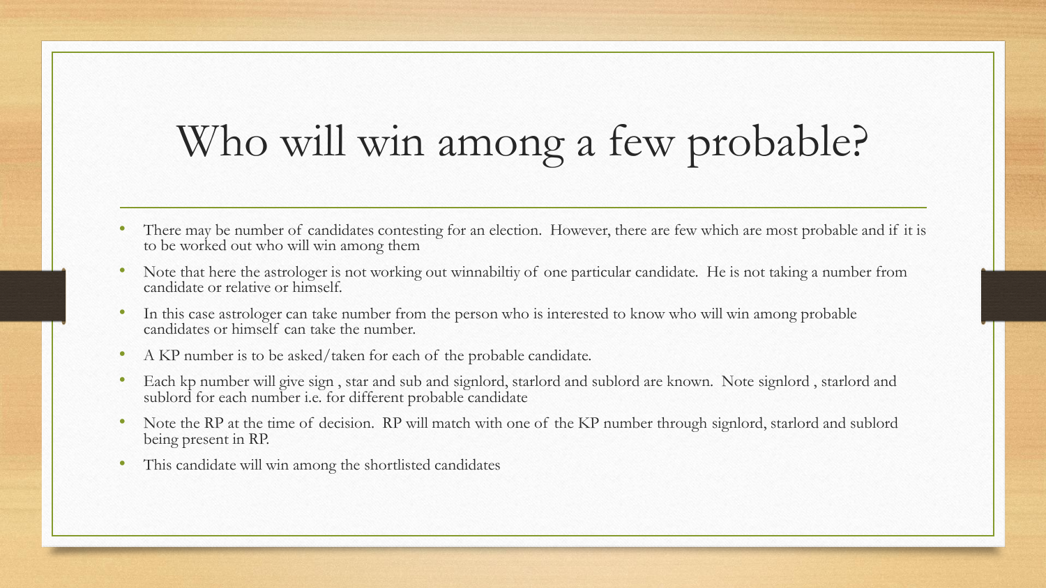# Who will win among a few probable?

- There may be number of candidates contesting for an election. However, there are few which are most probable and if it is to be worked out who will win among them
- Note that here the astrologer is not working out winnabiltiy of one particular candidate. He is not taking a number from candidate or relative or himself.
- In this case astrologer can take number from the person who is interested to know who will win among probable candidates or himself can take the number.
- A KP number is to be asked/taken for each of the probable candidate.
- Each kp number will give sign , star and sub and signlord, starlord and sublord are known. Note signlord , starlord and sublord for each number i.e. for different probable candidate
- Note the RP at the time of decision. RP will match with one of the KP number through signlord, starlord and sublord being present in RP.
- This candidate will win among the shortlisted candidates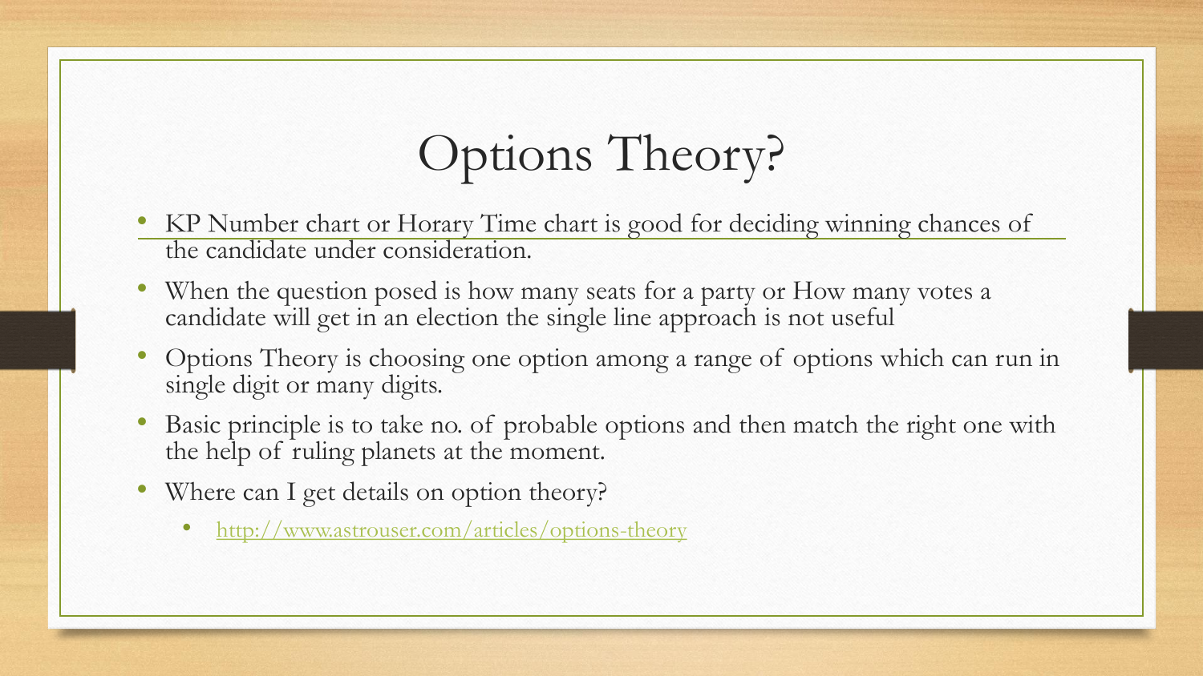# Options Theory?

- KP Number chart or Horary Time chart is good for deciding winning chances of the candidate under consideration.
- When the question posed is how many seats for a party or How many votes a candidate will get in an election the single line approach is not useful
- Options Theory is choosing one option among a range of options which can run in single digit or many digits.
- Basic principle is to take no. of probable options and then match the right one with the help of ruling planets at the moment.
- Where can I get details on option theory?
  - http://www.astrouser.com/articles/options-theory